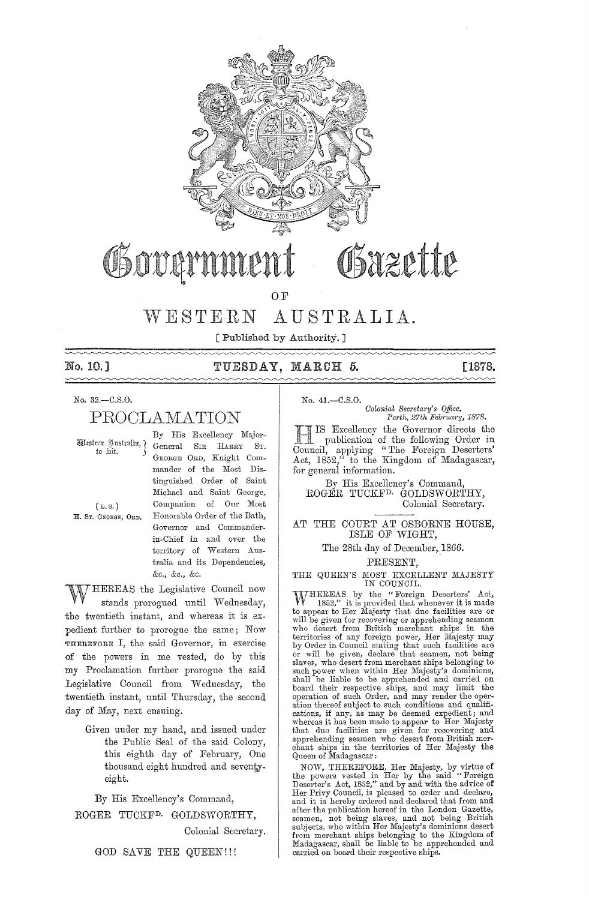# Government Gazette

## OF

# WESTERN AUSTRALIA.

[ Published by Authority. ]

No. 10.] TUESDAY, MARCH 5. [1878.

No. 32.—C.S.O.

## PROCLAMATION

Western Australia, to wit.

(L.S.)
H. St. George, Ord.

By His Excellency Major-General Sir Harry St. George Ord, Knight Commander of the Most Distinguished Order of Saint Michael and Saint George, Companion of Our Most Honorable Order of the Bath, Governor and Commander-in-Chief in and over the territory of Western Australia and its Dependencies, &c., &c., &c.

WHEREAS the Legislative Council now stands prorogued until Wednesday, the twentieth instant, and whereas it is expedient further to prorogue the same; Now therefore I, the said Governor, in exercise of the powers in me vested, do by this my Proclamation further prorogue the said Legislative Council from Wednesday, the twentieth instant, until Thursday, the second day of May, next ensuing.

Given under my hand, and issued under the Public Seal of the said Colony, this eighth day of February, One thousand eight hundred and seventy-eight.

By His Excellency's Command,

ROGER TUCKFD. GOLDSWORTHY,
Colonial Secretary.

GOD SAVE THE QUEEN!!!

No. 41.—C.S.O.

*Colonial Secretary's Office,*
*Perth, 27th February, 1878.*

HIS Excellency the Governor directs the publication of the following Order in Council, applying "The Foreign Deserters' Act, 1852," to the Kingdom of Madagascar, for general information.

By His Excellency's Command,
ROGER TUCKFD. GOLDSWORTHY,
Colonial Secretary.

AT THE COURT AT OSBORNE HOUSE, ISLE OF WIGHT,

The 28th day of December, 1866.

PRESENT,

THE QUEEN'S MOST EXCELLENT MAJESTY IN COUNCIL.

WHEREAS by the "Foreign Deserters' Act, 1852," it is provided that whenever it is made to appear to Her Majesty that due facilities are or will be given for recovering or apprehending seamen who desert from British merchant ships in the territories of any foreign power, Her Majesty may by Order in Council stating that such facilities are or will be given, declare that seamen, not being slaves, who desert from merchant ships belonging to such power when within Her Majesty's dominions, shall be liable to be apprehended and carried on board their respective ships, and may limit the operation of such Order, and may render the operation thereof subject to such conditions and qualifications, if any, as may be deemed expedient; and whereas it has been made to appear to Her Majesty that due facilities are given for recovering and apprehending seamen who desert from British merchant ships in the territories of Her Majesty the Queen of Madagascar:

NOW, THEREFORE, Her Majesty, by virtue of the powers vested in Her by the said "Foreign Deserter's Act, 1852," and by and with the advice of Her Privy Council, is pleased to order and declare, and it is hereby ordered and declared that from and after the publication hereof in the London Gazette, seamen, not being slaves, and not being British subjects, who within Her Majesty's dominions desert from merchant ships belonging to the Kingdom of Madagascar, shall be liable to be apprehended and carried on board their respective ships.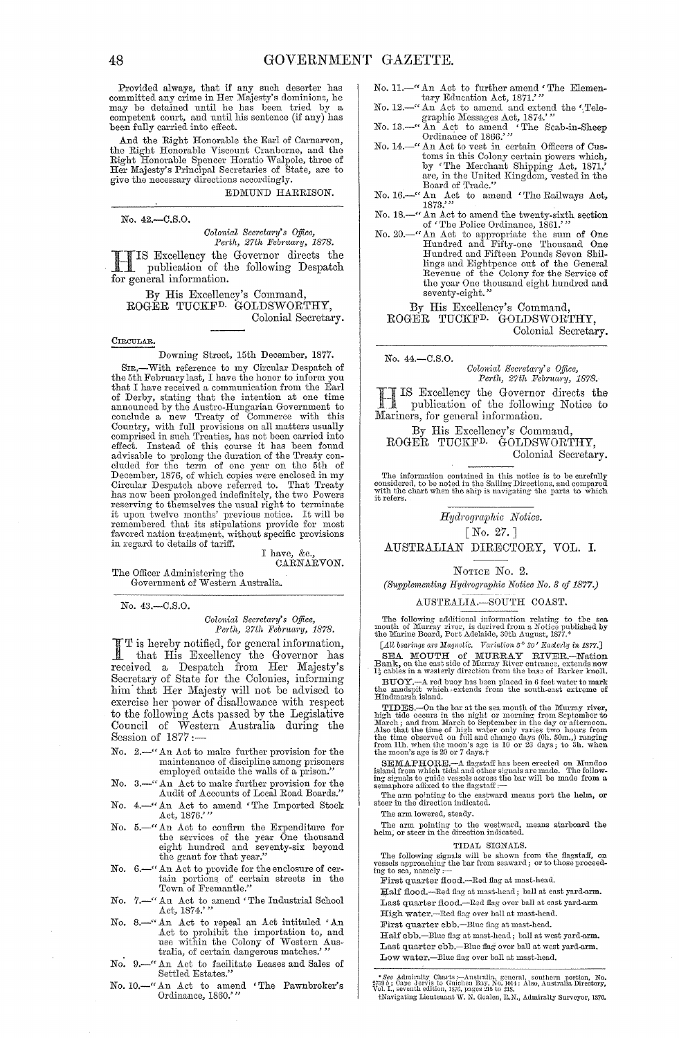Provided always, that if any such deserter has committed any crime in Her Majesty's dominions, he may be detained until he has been tried by a competent court, and until his sentence (if any) has been fully carried into effect.

And the Right Honorable the Earl of Carnarvon, the Right Honorable Viscount Cranborne, and the Right Honorable Spencer Horatio Walpole, three of Her Majesty's Principal Secretaries of State, are to give the necessary directions accordingly.

EDMUND HARRISON.

---

No. 42.—C.S.O.

*Colonial Secretary's Office,*
*Perth, 27th February, 1878.*

HIS Excellency the Governor directs the publication of the following Despatch for general information.

By His Excellency's Command,
ROGER TUCKFD. GOLDSWORTHY,
Colonial Secretary.

CIRCULAR.

Downing Street, 15th December, 1877.

SIR,—With reference to my Circular Despatch of the 5th February last, I have the honor to inform you that I have received a communication from the Earl of Derby, stating that the intention at one time announced by the Austro-Hungarian Government to conclude a new Treaty of Commerce with this Country, with full provisions on all matters usually comprised in such Treaties, has not been carried into effect. Instead of this course it has been found advisable to prolong the duration of the Treaty concluded for the term of one year on the 5th of December, 1876, of which copies were enclosed in my Circular Despatch above referred to. That Treaty has now been prolonged indefinitely, the two Powers reserving to themselves the usual right to terminate it upon twelve months' previous notice. It will be remembered that its stipulations provide for most favored nation treatment, without specific provisions in regard to details of tariff.

I have, &c.,
CARNARVON.

The Officer Administering the Government of Western Australia.

---

No. 43.—C.S.O.

*Colonial Secretary's Office,*
*Perth, 27th February, 1878.*

IT is hereby notified, for general information, that His Excellency the Governor has received a Despatch from Her Majesty's Secretary of State for the Colonies, informing him that Her Majesty will not be advised to exercise her power of disallowance with respect to the following Acts passed by the Legislative Council of Western Australia during the Session of 1877:—

No. 2.—"An Act to make further provision for the maintenance of discipline among prisoners employed outside the walls of a prison."

No. 3.—"An Act to make further provision for the Audit of Accounts of Local Road Boards."

No. 4.—"An Act to amend 'The Imported Stock Act, 1876.'"

No. 5.—"An Act to confirm the Expenditure for the services of the year One thousand eight hundred and seventy-six beyond the grant for that year."

No. 6.—"An Act to provide for the enclosure of certain portions of certain streets in the Town of Fremantle."

No. 7.—"An Act to amend 'The Industrial School Act, 1874.'"

No. 8.—"An Act to repeal an Act intituled 'An Act to prohibit the importation to, and use within the Colony of Western Australia, of certain dangerous matches.'"

No. 9.—"An Act to facilitate Leases and Sales of Settled Estates."

No. 10.—"An Act to amend 'The Pawnbroker's Ordinance, 1860.'"

No. 11.—"An Act to further amend 'The Elementary Education Act, 1871.'"

No. 12.—"An Act to amend and extend the 'Telegraphic Messages Act, 1874.'"

No. 13.—"An Act to amend 'The Scab-in-Sheep Ordinance of 1866.'"

No. 14.—"An Act to vest in certain Officers of Customs in this Colony certain powers which, by 'The Merchant Shipping Act, 1871,' are, in the United Kingdom, vested in the Board of Trade."

No. 16.—"An Act to amend 'The Railways Act, 1873.'"

No. 18.—"An Act to amend the twenty-sixth section of 'The Police Ordinance, 1861.'"

No. 20.—"An Act to appropriate the sum of One Hundred and Fifty-one Thousand One Hundred and Fifteen Pounds Seven Shillings and Eightpence out of the General Revenue of the Colony for the Service of the year One thousand eight hundred and seventy-eight."

By His Excellency's Command,
ROGER TUCKFD. GOLDSWORTHY,
Colonial Secretary.

---

No. 44.—C.S.O.

*Colonial Secretary's Office,*
*Perth, 27th February, 1878.*

HIS Excellency the Governor directs the publication of the following Notice to Mariners, for general information.

By His Excellency's Command,
ROGER TUCKFD. GOLDSWORTHY,
Colonial Secretary.

The information contained in this notice is to be carefully considered, to be noted in the Sailing Directions, and compared with the chart when the ship is navigating the parts to which it refers.

*Hydrographic Notice.*

[No. 27.]

AUSTRALIAN DIRECTORY, VOL. I.

NOTICE No. 2.

*(Supplementing Hydrographic Notice No. 3 of 1877.)*

AUSTRALIA.—SOUTH COAST.

The following additional information relating to the sea mouth of Murray river, is derived from a Notice published by the Marine Board, Port Adelaide, 30th August, 1877.*

[*All bearings are Magnetic. Variation 5° 30' Easterly in 1877.*]

SEA MOUTH of MURRAY RIVER.—Nation Bank, on the east side of Murray River entrance, extends now 1½ cables in a westerly direction from the base of Barker knoll.

BUOY.—A red buoy has been placed in 6 feet water to mark the sandspit which extends from the south-east extreme of Hindmarsh island.

TIDES.—On the bar at the sea mouth of the Murray river, high tide occurs in the night or morning from September to March; and from March to September in the day or afternoon. Also that the time of high water only varies two hours from the time observed on full and change days (0h. 50m.,) ranging from 1h. when the moon's age is 10 or 26 days; to 5h. when the moon's age is 20 or 7 days.†

SEMAPHORE.—A flagstaff has been erected on Mundoo island from which tidal and other signals are made. The following signals to guide vessels across the bar will be made from a semaphore affixed to the flagstaff:—

The arm pointing to the eastward means port the helm, or steer in the direction indicated.

The arm lowered, steady.

The arm pointing to the westward, means starboard the helm, or steer in the direction indicated.

TIDAL SIGNALS.

The following signals will be shown from the flagstaff, on vessels approaching the bar from seaward; or to those proceeding to sea, namely:—

First quarter flood.—Red flag at mast-head.

Half flood.—Red flag at mast-head; ball at east yard-arm.

Last quarter flood.—Red flag over ball at east yard-arm.

High water.—Red flag over ball at mast-head.

First quarter ebb.—Blue flag at mast-head.

Half ebb.—Blue flag at mast-head; ball at west yard-arm.

Last quarter ebb.—Blue flag over ball at west yard-arm.

Low water.—Blue flag over ball at mast-head.

---

* See Admiralty Charts:—Australia, general, southern portion, No. 2759 b; Cape Jervis to Guichen Bay, No. 1014: Also, Australia Directory, Vol. I., seventh edition, 1876, pages 215 to 218.

† Navigating Lieutenant W. N. Goalen, R.N., Admiralty Surveyor, 1876.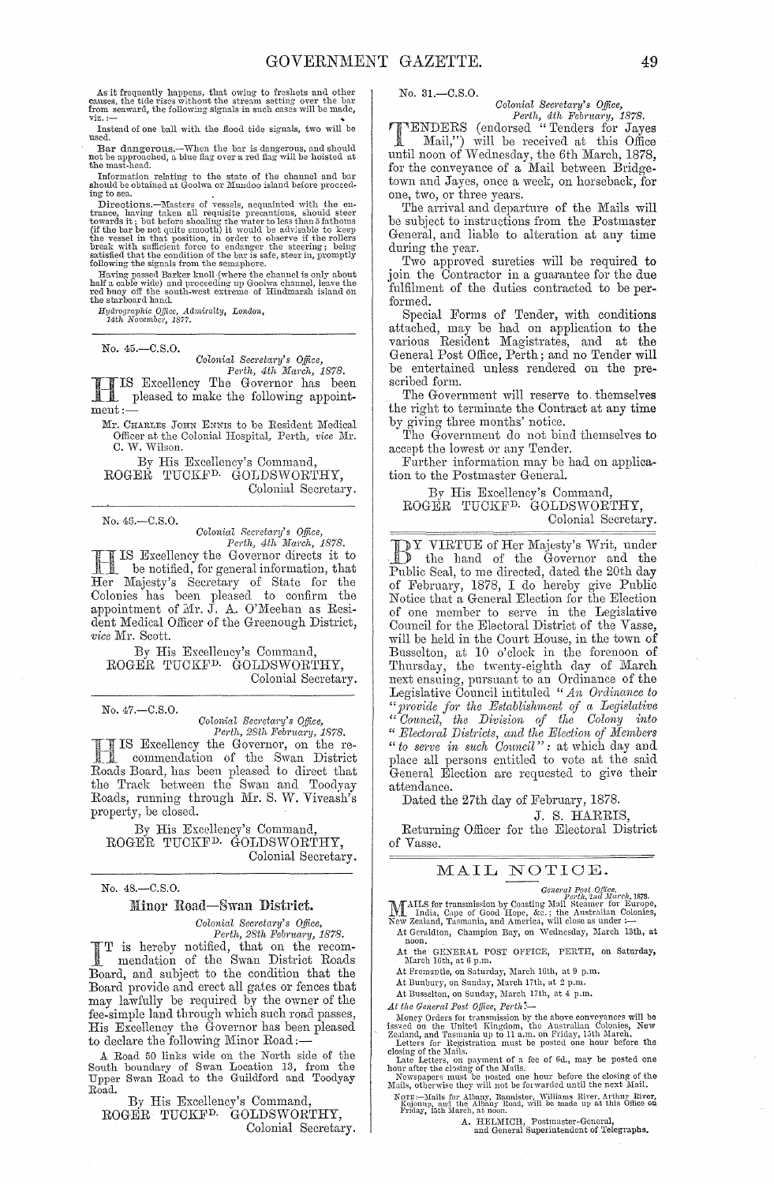As it frequently happens, that owing to freshets and other causes, the tide rises without the stream setting over the bar from seaward, the following signals in such cases will be made, viz.:—

Instead of one ball with the flood tide signals, two will be used.

Bar dangerous.—When the bar is dangerous, and should not be approached, a blue flag over a red flag will be hoisted at the mast-head.

Information relating to the state of the channel and bar should be obtained at Goolwa or Mundoo island before proceeding to sea.

Directions.—Masters of vessels, acquainted with the entrance, having taken all requisite precautions, should steer towards it; but before shoaling the water to less than 5 fathoms (if the bar be not quite smooth) it would be advisable to keep the vessel in that position, in order to observe if the rollers break with sufficient force to endanger the steering; being satisfied that the condition of the bar is safe, steer in, promptly following the signals from the semaphore.

Having passed Barker knoll (where the channel is only about half a cable wide) and proceeding up Goolwa channel, leave the red buoy off the south-west extreme of Hindmarsh island on the starboard hand.

*Hydrographic Office, Admiralty, London,*
*14th November, 1877.*

---

No. 45.—C.S.O.

*Colonial Secretary's Office,*
*Perth, 4th March, 1878.*

HIS Excellency The Governor has been pleased to make the following appointment:—

Mr. Charles John Ennis to be Resident Medical Officer at the Colonial Hospital, Perth, *vice* Mr. C. W. Wilson.

By His Excellency's Command,
ROGER TUCKFD. GOLDSWORTHY,
Colonial Secretary.

---

No. 46.—C.S.O.

*Colonial Secretary's Office,*
*Perth, 4th March, 1878.*

HIS Excellency the Governor directs it to be notified, for general information, that Her Majesty's Secretary of State for the Colonies has been pleased to confirm the appointment of Mr. J. A. O'Meehan as Resident Medical Officer of the Greenough District, *vice* Mr. Scott.

By His Excellency's Command,
ROGER TUCKFD. GOLDSWORTHY,
Colonial Secretary.

---

No. 47.—C.S.O.

*Colonial Secretary's Office,*
*Perth, 28th February, 1878.*

HIS Excellency the Governor, on the recommendation of the Swan District Roads Board, has been pleased to direct that the Track between the Swan and Toodyay Roads, running through Mr. S. W. Viveash's property, be closed.

By His Excellency's Command,
ROGER TUCKFD. GOLDSWORTHY,
Colonial Secretary.

---

No. 48.—C.S.O.

## Minor Road—Swan District.

*Colonial Secretary's Office,*
*Perth, 28th February, 1878.*

IT is hereby notified, that on the recommendation of the Swan District Roads Board, and subject to the condition that the Board provide and erect all gates or fences that may lawfully be required by the owner of the fee-simple land through which such road passes, His Excellency the Governor has been pleased to declare the following Minor Road:—

A Road 50 links wide on the North side of the South boundary of Swan Location 13, from the Upper Swan Road to the Guildford and Toodyay Road.

By His Excellency's Command,
ROGER TUCKFD. GOLDSWORTHY,
Colonial Secretary.

---

No. 31.—C.S.O.

*Colonial Secretary's Office,*
*Perth, 4th February, 1878.*

TENDERS (endorsed "Tenders for Jayes Mail,") will be received at this Office until noon of Wednesday, the 6th March, 1878, for the conveyance of a Mail between Bridgetown and Jayes, once a week, on horseback, for one, two, or three years.

The arrival and departure of the Mails will be subject to instructions from the Postmaster General, and liable to alteration at any time during the year.

Two approved sureties will be required to join the Contractor in a guarantee for the due fulfilment of the duties contracted to be performed.

Special Forms of Tender, with conditions attached, may be had on application to the various Resident Magistrates, and at the General Post Office, Perth; and no Tender will be entertained unless rendered on the prescribed form.

The Government will reserve to themselves the right to terminate the Contract at any time by giving three months' notice.

The Government do not bind themselves to accept the lowest or any Tender.

Further information may be had on application to the Postmaster General.

By His Excellency's Command,
ROGER TUCKFD. GOLDSWORTHY,
Colonial Secretary.

---

BY VIRTUE of Her Majesty's Writ, under the hand of the Governor and the Public Seal, to me directed, dated the 20th day of February, 1878, I do hereby give Public Notice that a General Election for the Election of one member to serve in the Legislative Council for the Electoral District of the Vasse, will be held in the Court House, in the town of Busselton, at 10 o'clock in the forenoon of Thursday, the twenty-eighth day of March next ensuing, pursuant to an Ordinance of the Legislative Council intituled "*An Ordinance to provide for the Establishment of a Legislative Council, the Division of the Colony into Electoral Districts, and the Election of Members to serve in such Council*": at which day and place all persons entitled to vote at the said General Election are requested to give their attendance.

Dated the 27th day of February, 1878.

J. S. HARRIS,
Returning Officer for the Electoral District of Vasse.

---

## MAIL NOTICE.

*General Post Office,*
*Perth, 2nd March, 1878.*

MAILS for transmission by Coasting Mail Steamer for Europe, India, Cape of Good Hope, &c.; the Australian Colonies, New Zealand, Tasmania, and America, will close as under:—

At Geraldton, Champion Bay, on Wednesday, March 13th, at noon.

At the GENERAL POST OFFICE, PERTH, on Saturday, March 16th, at 6 p.m.

At Fremantle, on Saturday, March 16th, at 9 p.m.

At Bunbury, on Sunday, March 17th, at 2 p.m.

At Busselton, on Sunday, March 17th, at 4 p.m.

*At the General Post Office, Perth:*—

Money Orders for transmission by the above conveyances will be issued on the United Kingdom, the Australian Colonies, New Zealand, and Tasmania up to 11 a.m. on Friday, 15th March.

Letters for Registration must be posted one hour before the closing of the Mails.

Late Letters, on payment of a fee of 6d., may be posted one hour after the closing of the Mails.

Newspapers must be posted one hour before the closing of the Mails, otherwise they will not be forwarded until the next Mail.

NOTE:—Mails for Albany, Bannister, Williams River, Arthur River, Kojonup, and the Albany Road, will be made up at this Office on Friday, 15th March, at noon.

A. HELMICH, Postmaster-General,
and General Superintendent of Telegraphs.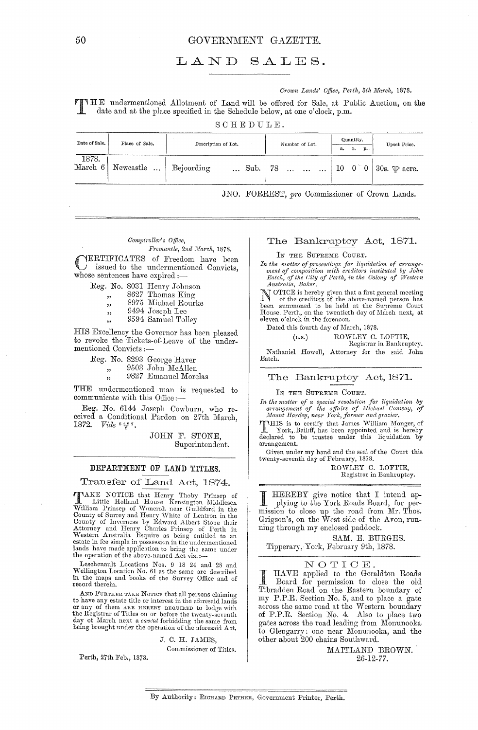# LAND SALES.

*Crown Lands' Office, Perth, 5th March, 1878.*

THE undermentioned Allotment of Land will be offered for Sale, at Public Auction, on the date and at the place specified in the Schedule below, at one o'clock, p.m.

SCHEDULE.

| Date of Sale. | Place of Sale. | Description of Lot. | Number of Lot. | Quantity. a. r. p. | Upset Price. |
|---|---|---|---|---|---|
| 1878. March 6 | Newcastle ... | Bejoording ... Sub. | 78 ... ... ... | 10 0 0 | 30s. ℔ acre. |

JNO. FORREST, *pro* Commissioner of Crown Lands.

---

*Comptroller's Office,*
*Fremantle, 2nd March, 1878.*

CERTIFICATES of Freedom have been issued to the undermentioned Convicts, whose sentences have expired:—

Reg. No. 8031 Henry Johnson
„ 8627 Thomas King
„ 8975 Michael Rourke
„ 9494 Joseph Lee
„ 9594 Samuel Tolley

HIS Excellency the Governor has been pleased to revoke the Tickets-of-Leave of the undermentioned Convicts:—

Reg. No. 8293 George Haver
„ 9503 John McAllen
„ 9827 Emanuel Morelas

THE undermentioned man is requested to communicate with this Office:—

Reg. No. 6144 Joseph Cowburn, who received a Conditional Pardon on 27th March, 1872. *Vide* 8 4/2 7.

JOHN F. STONE,
Superintendent.

---

## DEPARTMENT OF LAND TITLES.

### Transfer of Land Act, 1874.

TAKE NOTICE that Henry Thoby Prinsep of Little Holland House Kensington Middlesex William Prinsep of Womeroh near Guildford in the County of Surrey and Henry White of Lentron in the County of Inverness by Edward Albert Stone their Attorney and Henry Charles Prinsep of Perth in Western Australia Esquire as being entitled to an estate in fee simple in possession in the undermentioned lands have made application to bring the same under the operation of the above-named Act viz.:—

Leschenault Locations Nos. 9 18 24 and 28 and Wellington Location No. 61 as the same are described in the maps and books of the Survey Office and of record therein.

AND FURTHER TAKE NOTICE that all persons claiming to have any estate title or interest in the aforesaid lands or any of them ARE HEREBY REQUIRED to lodge with the Registrar of Titles on or before the twenty-seventh day of March next a *caveat* forbidding the same from being brought under the operation of the aforesaid Act.

J. C. H. JAMES,
Commissioner of Titles.

Perth, 27th Feb., 1878.

---

### The Bankruptcy Act, 1871.

IN THE SUPREME COURT.

*In the matter of proceedings for liquidation of arrangement of composition with creditors instituted by John Eatch, of the City of Perth, in the Colony of Western Australia, Baker.*

NOTICE is hereby given that a first general meeting of the creditors of the above-named person has been summoned to be held at the Supreme Court House Perth, on the twentieth day of March next, at eleven o'clock in the forenoon.

Dated this fourth day of March, 1878.

(L.S.) ROWLEY C. LOFTIE,
Registrar in Bankruptcy.

Nathaniel Howell, Attorney for the said John Eatch.

---

### The Bankruptcy Act, 1871.

IN THE SUPREME COURT.

*In the matter of a special resolution for liquidation by arrangement of the affairs of Michael Conway, of Mount Hardey, near York, farmer and grazier.*

THIS is to certify that James William Monger, of York, Bailiff, has been appointed and is hereby declared to be trustee under this liquidation by arrangement.

Given under my hand and the seal of the Court this twenty-seventh day of February, 1878.

ROWLEY C. LOFTIE,
Registrar in Bankruptcy.

---

I HEREBY give notice that I intend applying to the York Roads Board, for permission to close up the road from Mr. Thos. Grigson's, on the West side of the Avon, running through my enclosed paddock.

SAM. E. BURGES.

Tipperary, York, February 9th, 1878.

---

## NOTICE.

I HAVE applied to the Geraldton Roads Board for permission to close the old Tibradden Road on the Eastern boundary of my P.P.R. Section No. 5, and to place a gate across the same road at the Western boundary of P.P.R. Section No. 4. Also to place two gates across the road leading from Monunooka to Glengarry: one near Monunooka, and the other about 200 chains Southward.

MAITLAND BROWN.
26-12-77.

---

By Authority: RICHARD PETHER, Government Printer, Perth.